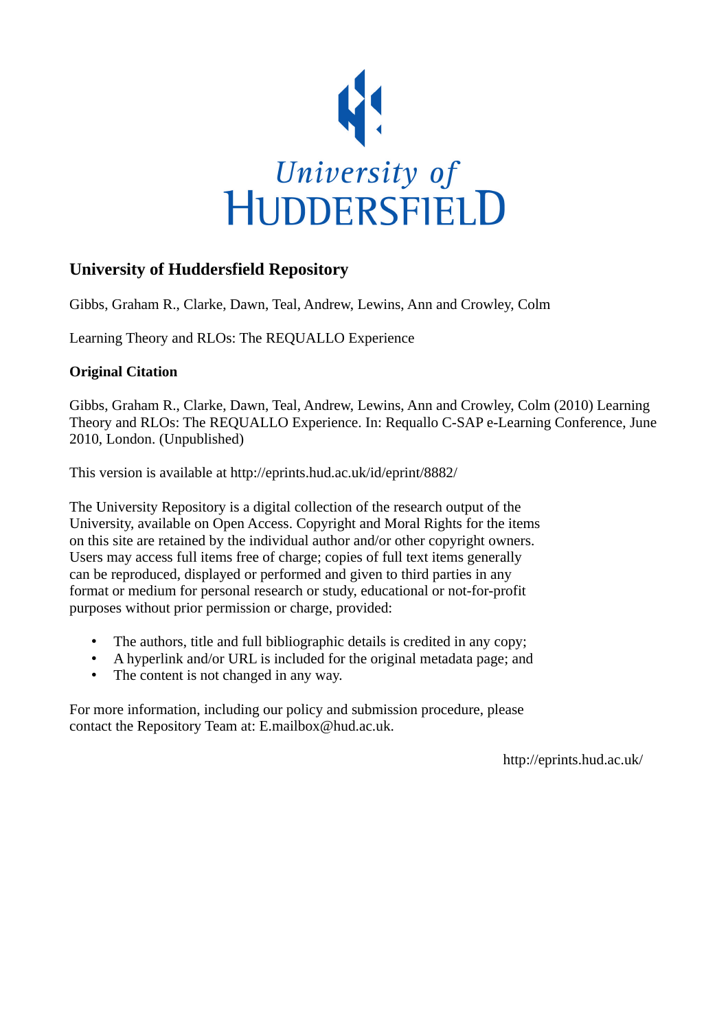University of Huddersfield

# University of Huddersfield Repository

Gibbs, Graham R., Clarke, Dawn, Teal, Andrew, Lewins, Ann and Crowley, Colm

Learning Theory and RLOs: The REQUALLO Experience

## Original Citation

Gibbs, Graham R., Clarke, Dawn, Teal, Andrew, Lewins, Ann and Crowley, Colm (2010) Learning Theory and RLOs: The REQUALLO Experience. In: Requallo C-SAP e-Learning Conference, June 2010, London. (Unpublished)

This version is available at http://eprints.hud.ac.uk/id/eprint/8882/

The University Repository is a digital collection of the research output of the University, available on Open Access. Copyright and Moral Rights for the items on this site are retained by the individual author and/or other copyright owners. Users may access full items free of charge; copies of full text items generally can be reproduced, displayed or performed and given to third parties in any format or medium for personal research or study, educational or not-for-profit purposes without prior permission or charge, provided:

- The authors, title and full bibliographic details is credited in any copy;
- A hyperlink and/or URL is included for the original metadata page; and
- The content is not changed in any way.

For more information, including our policy and submission procedure, please contact the Repository Team at: E.mailbox@hud.ac.uk.

http://eprints.hud.ac.uk/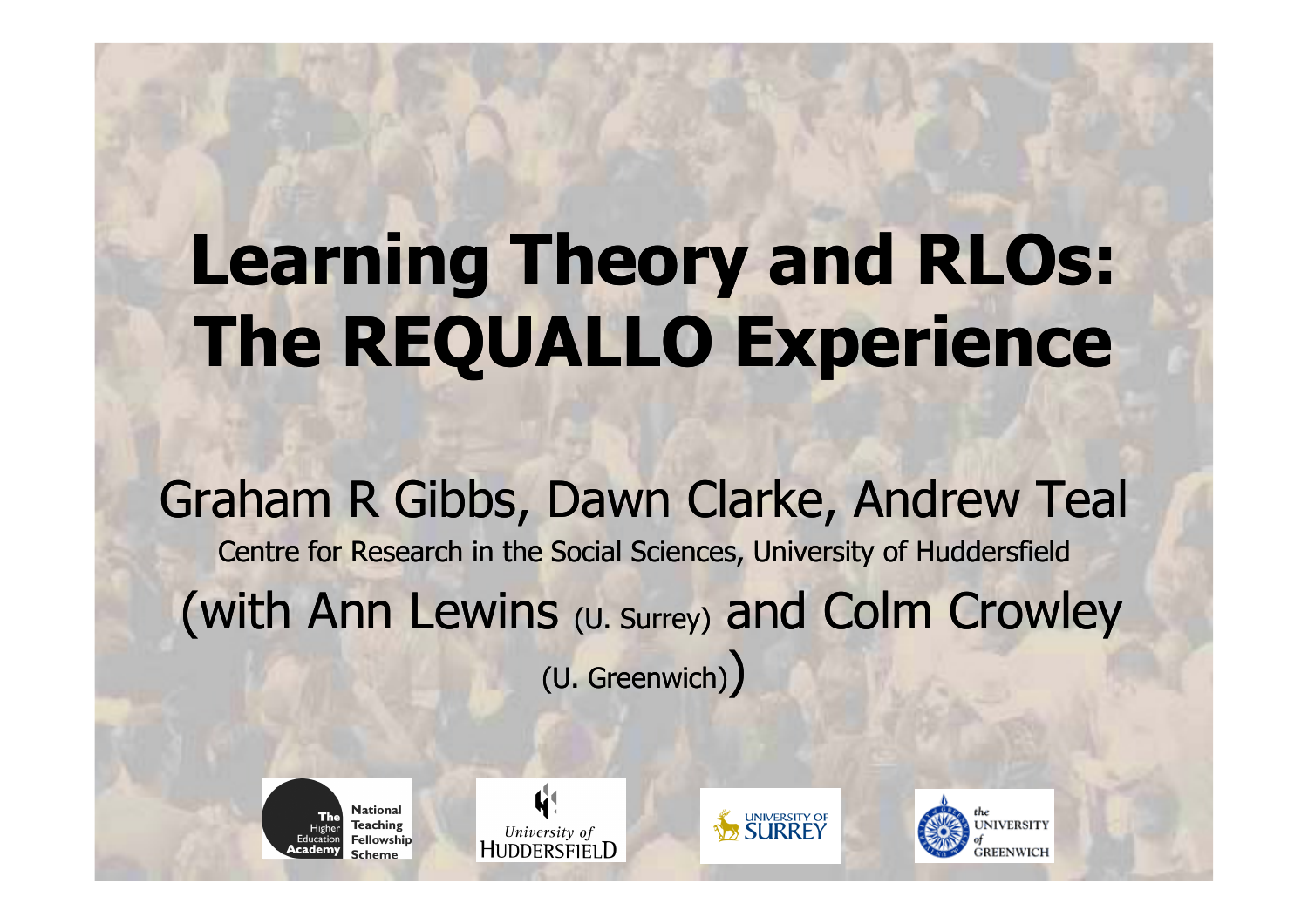# Learning Theory and RLOs: The REQUALLO Experience

Graham R Gibbs, Dawn Clarke, Andrew Teal

Centre for Research in the Social Sciences, University of Huddersfield

(with Ann Lewins (U. Surrey) and Colm Crowley (U. Greenwich))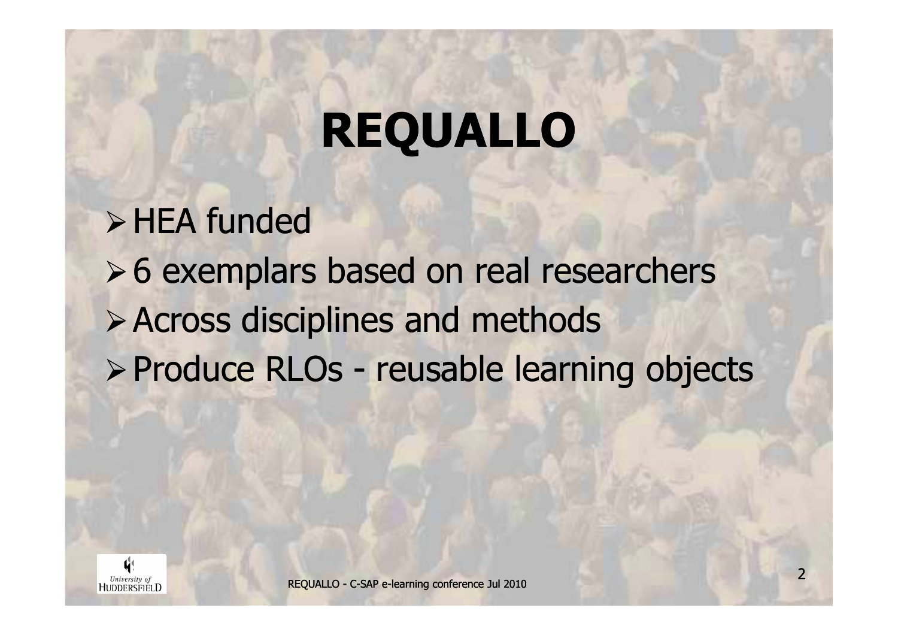# REQUALLO

- HEA funded
- 6 exemplars based on real researchers
- Across disciplines and methods
- Produce RLOs - reusable learning objects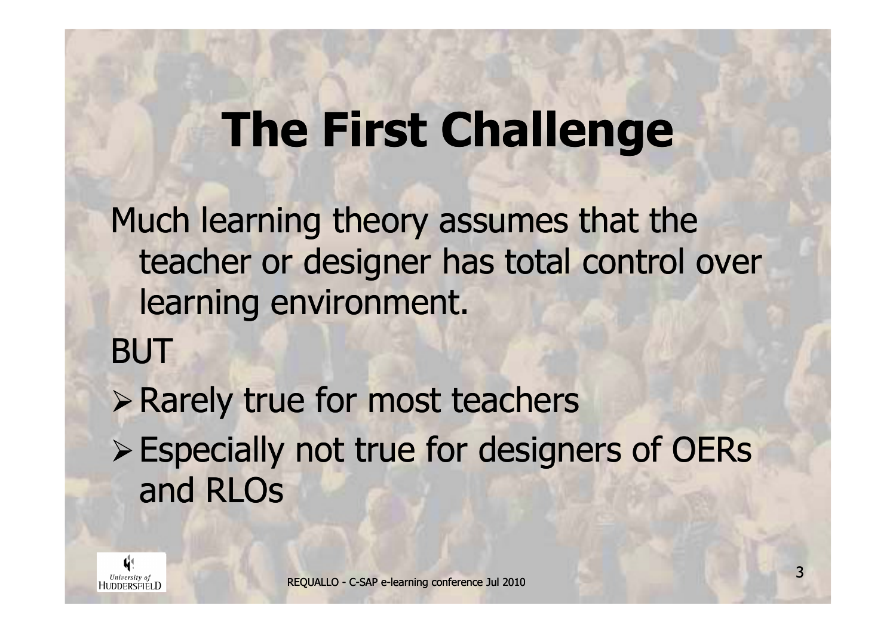# The First Challenge

Much learning theory assumes that the teacher or designer has total control over learning environment.

BUT

- Rarely true for most teachers
- Especially not true for designers of OERs and RLOs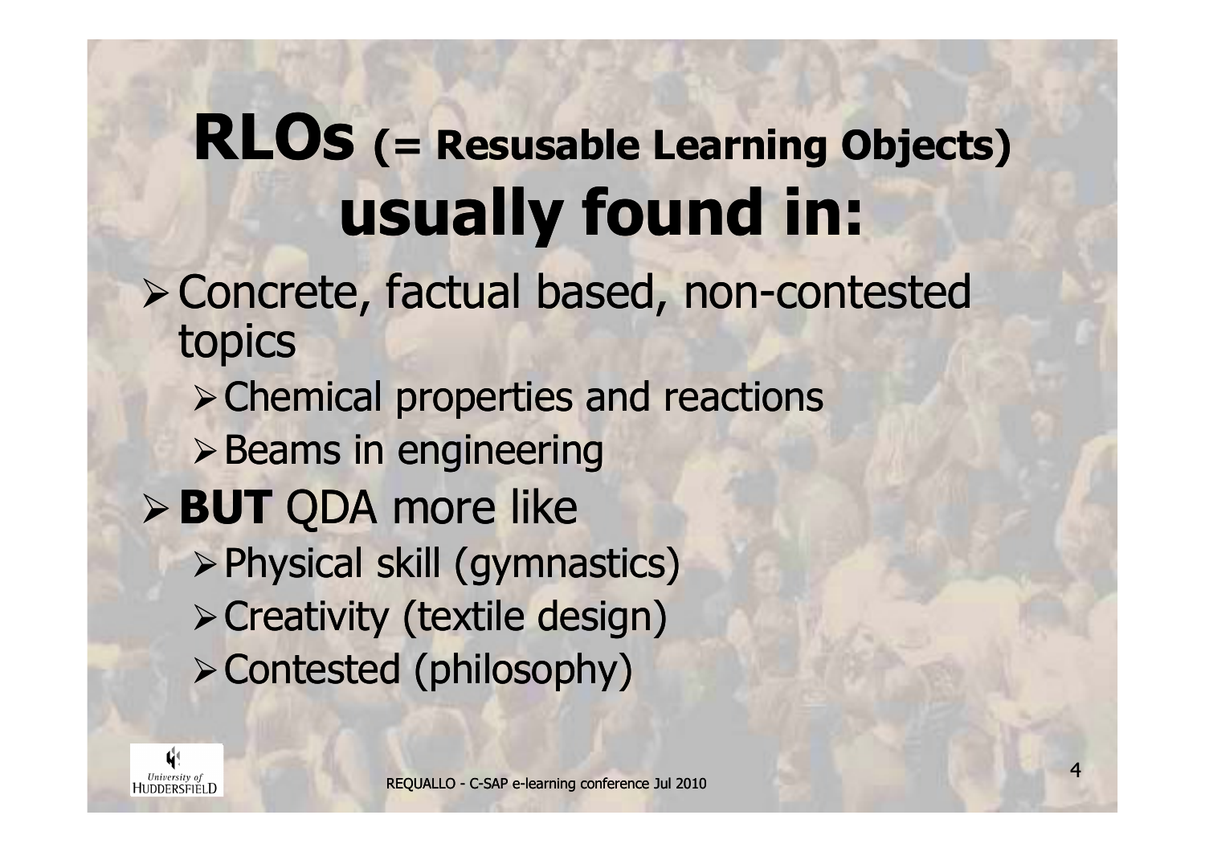# RLOs (= Resusable Learning Objects) usually found in:

- Concrete, factual based, non-contested topics
  - Chemical properties and reactions
  - Beams in engineering
- **BUT** QDA more like
  - Physical skill (gymnastics)
  - Creativity (textile design)
  - Contested (philosophy)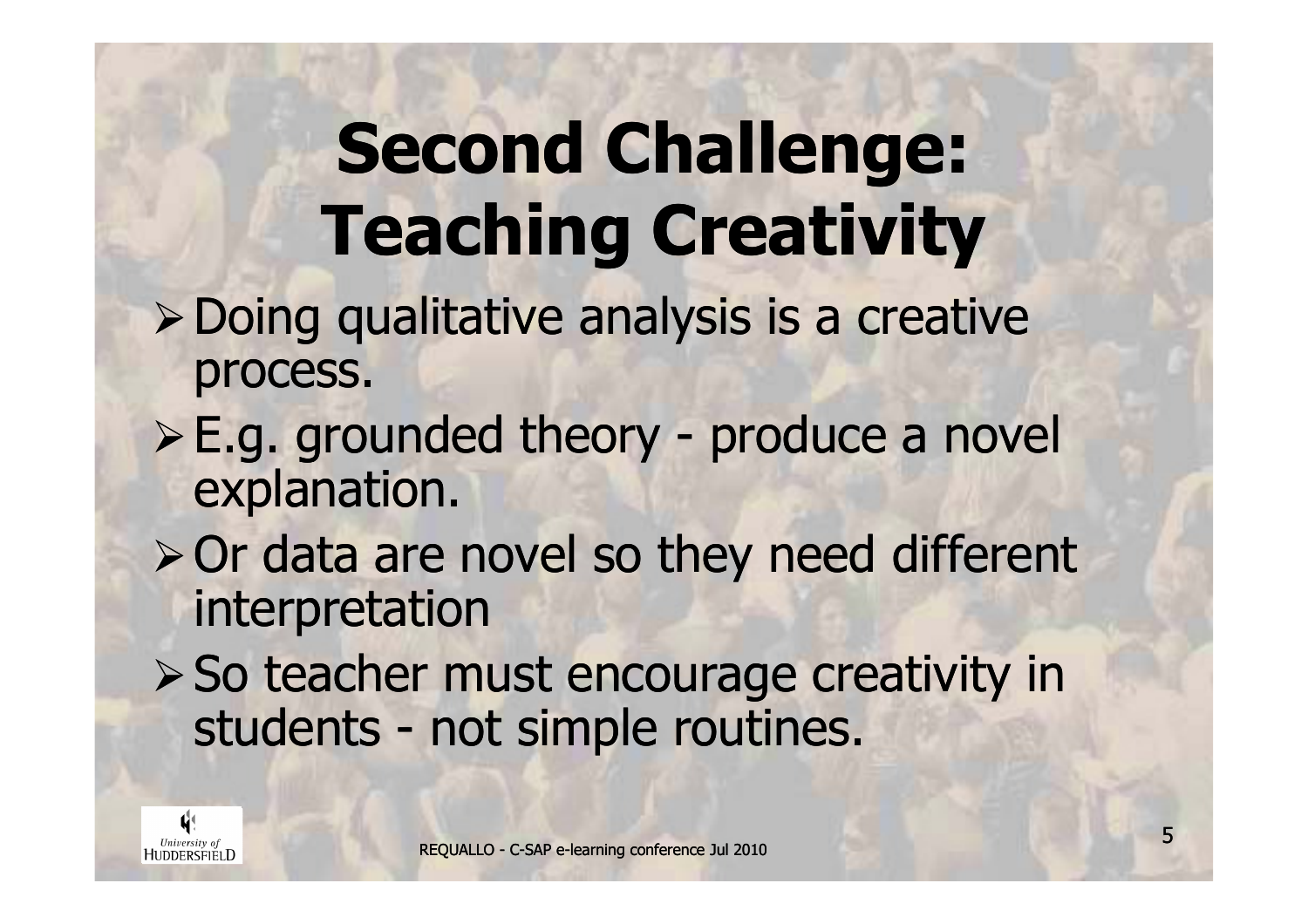# Second Challenge: Teaching Creativity

- Doing qualitative analysis is a creative process.
- E.g. grounded theory - produce a novel explanation.
- Or data are novel so they need different interpretation
- So teacher must encourage creativity in students - not simple routines.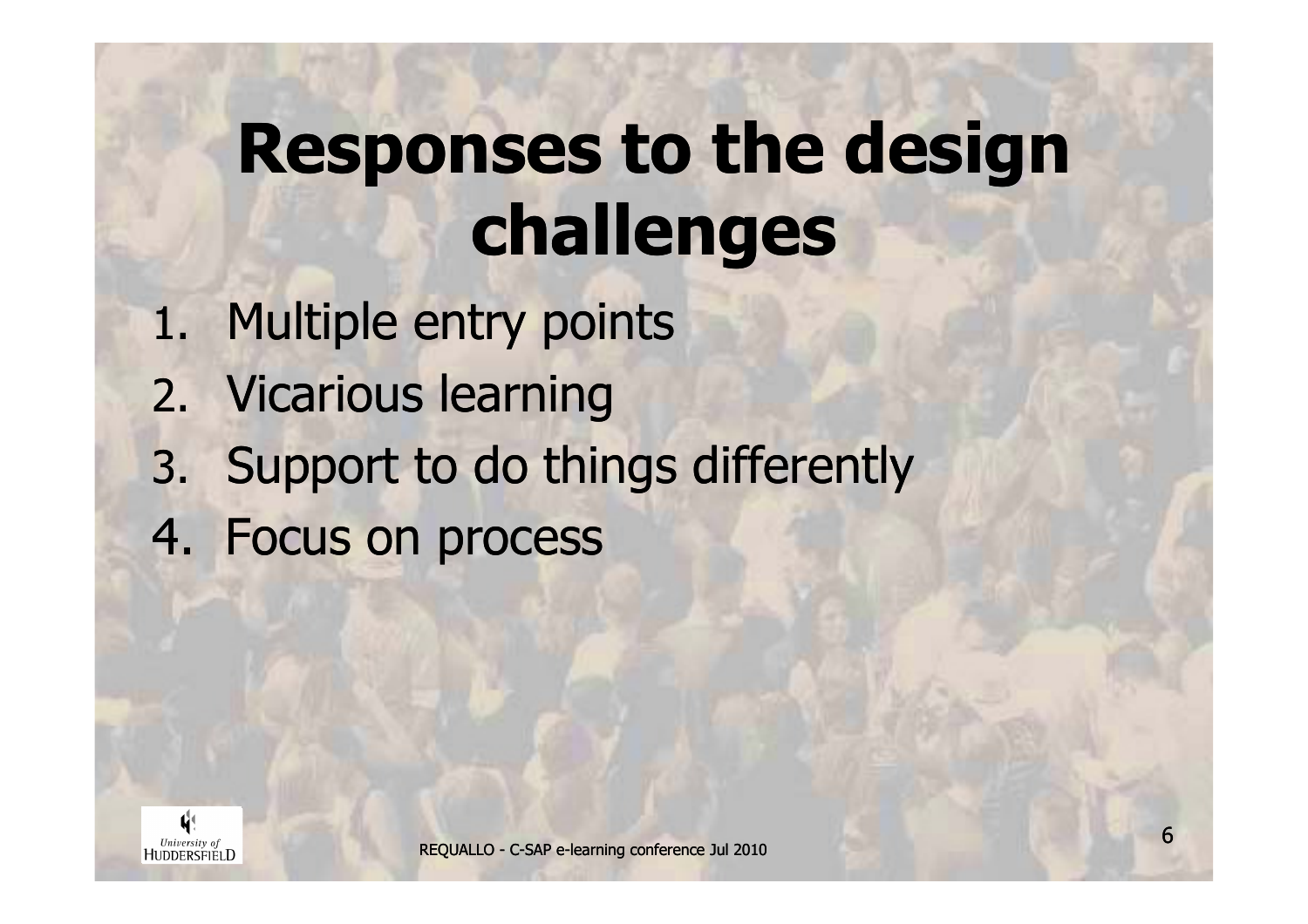# Responses to the design challenges

1. Multiple entry points
2. Vicarious learning
3. Support to do things differently
4. Focus on process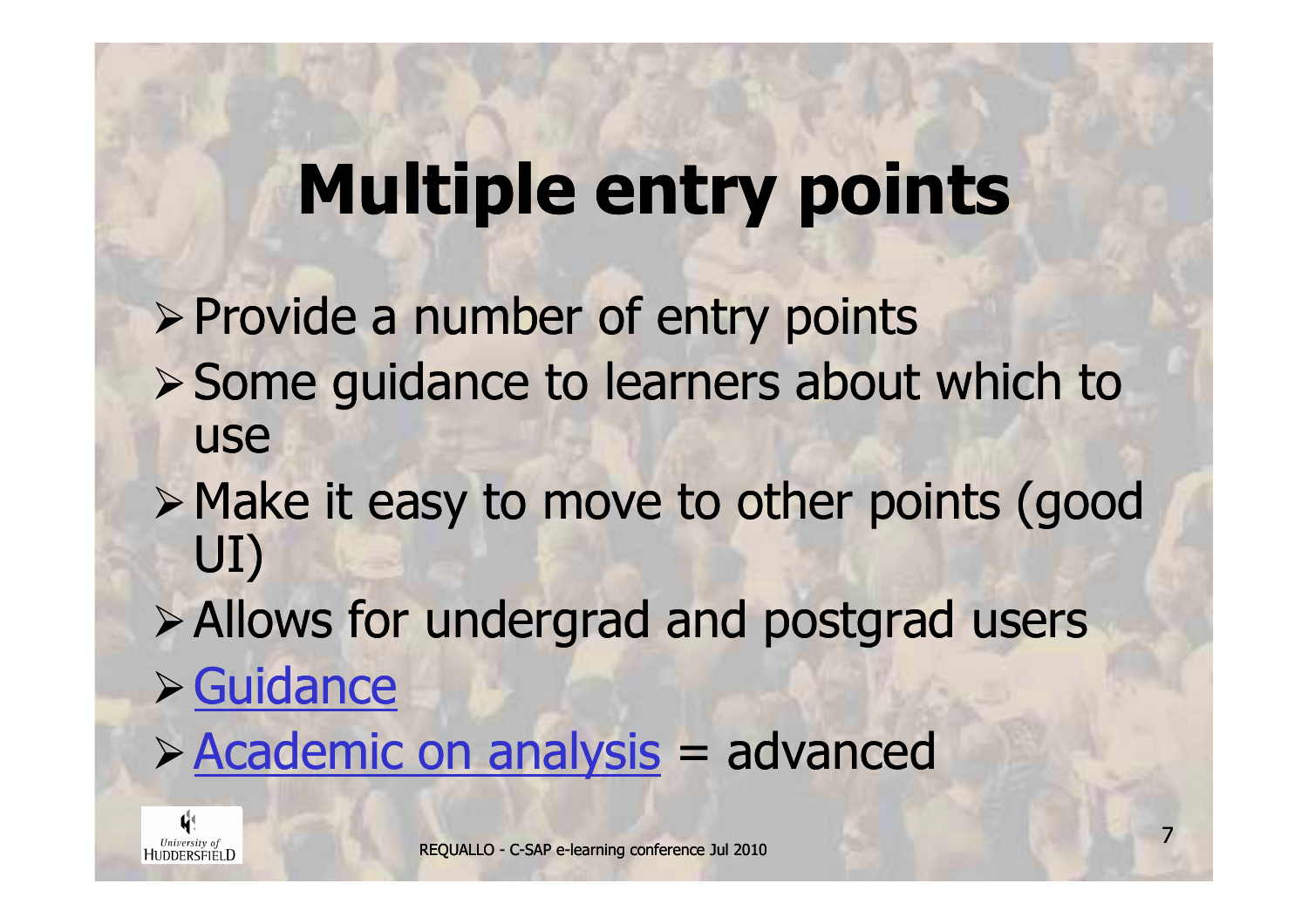# Multiple entry points

- Provide a number of entry points
- Some guidance to learners about which to use
- Make it easy to move to other points (good UI)
- Allows for undergrad and postgrad users
- Guidance
- Academic on analysis = advanced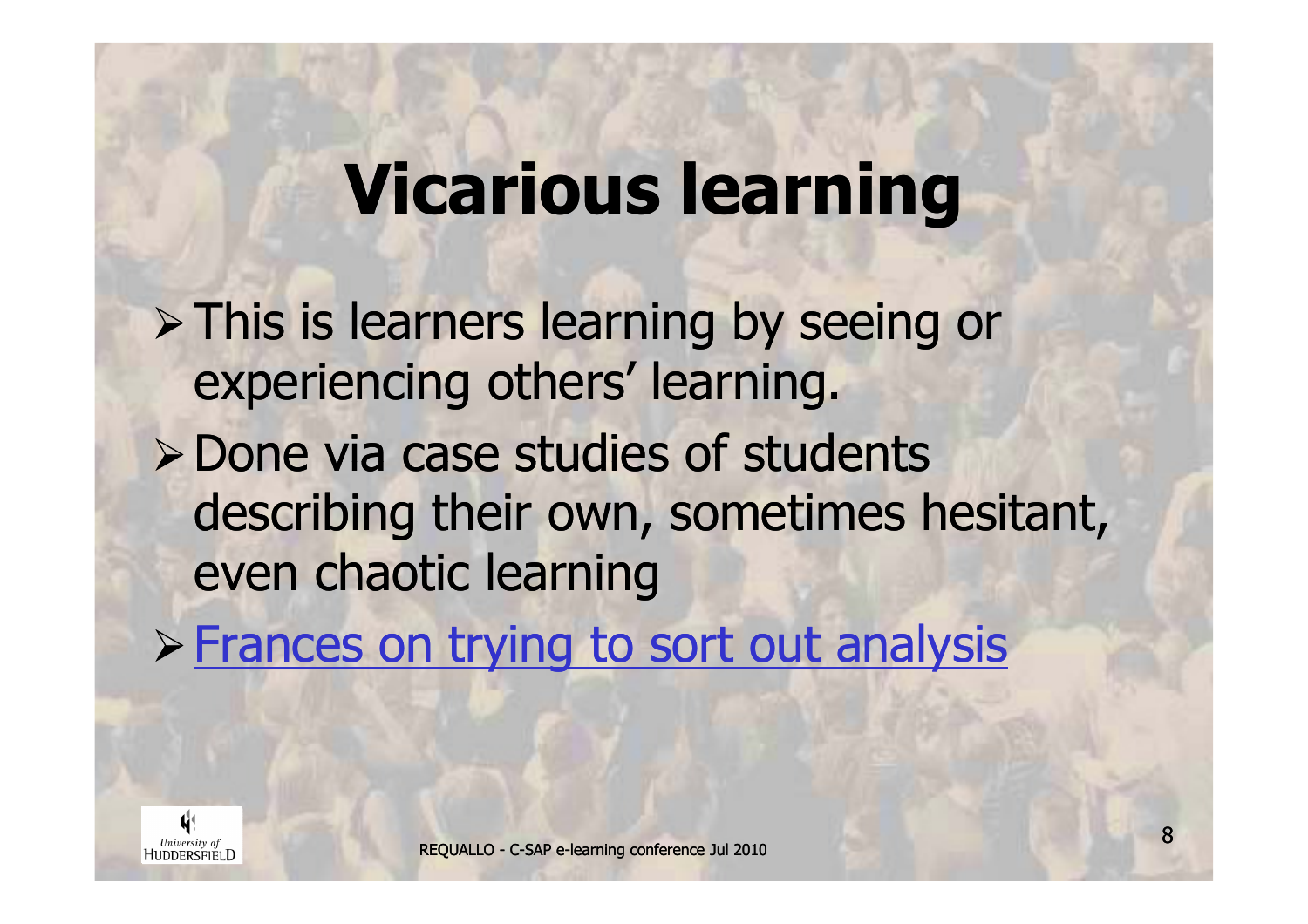# Vicarious learning

- This is learners learning by seeing or experiencing others' learning.
- Done via case studies of students describing their own, sometimes hesitant, even chaotic learning
- Frances on trying to sort out analysis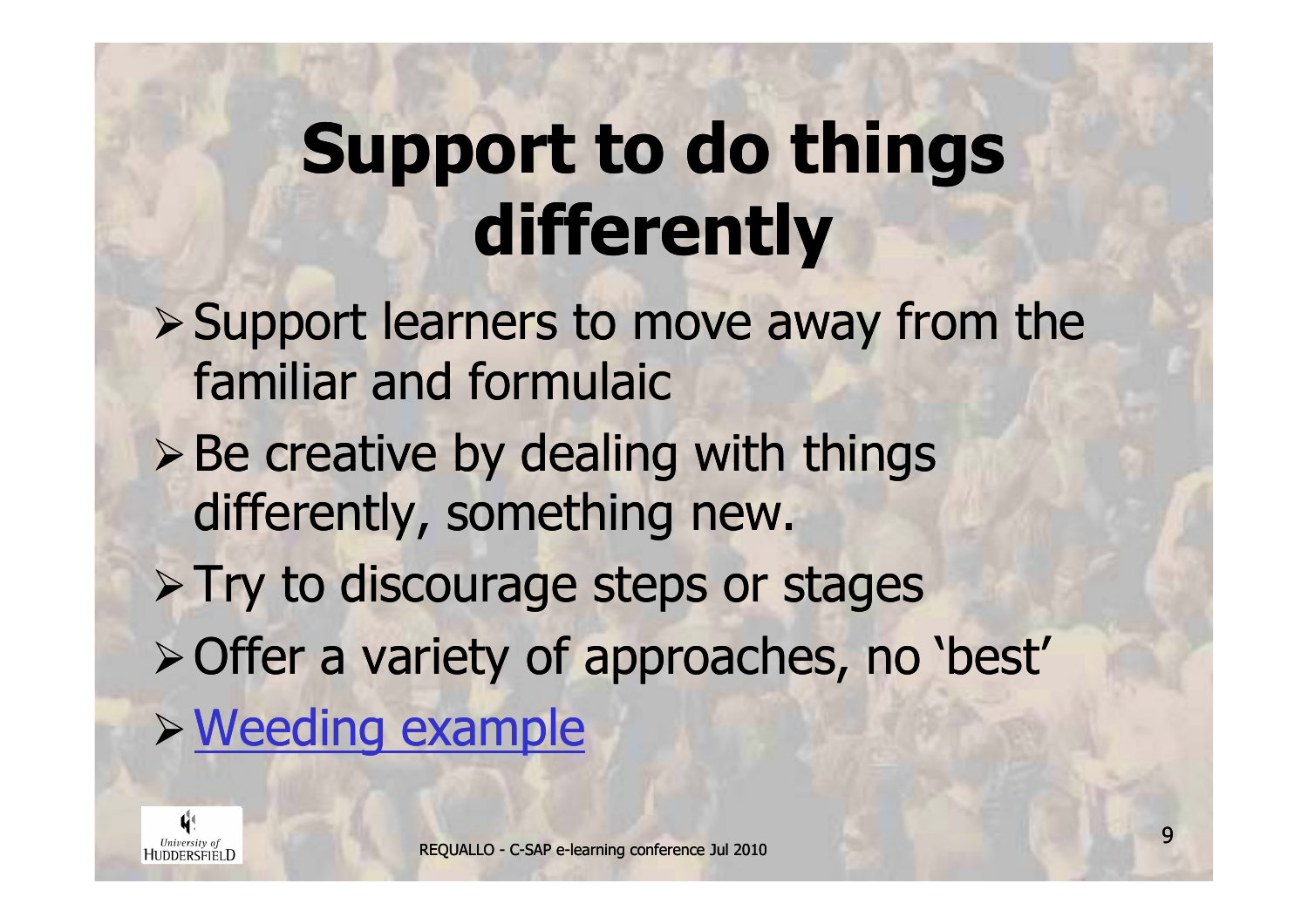# Support to do things differently

- Support learners to move away from the familiar and formulaic
- Be creative by dealing with things differently, something new.
- Try to discourage steps or stages
- Offer a variety of approaches, no 'best'
- Weeding example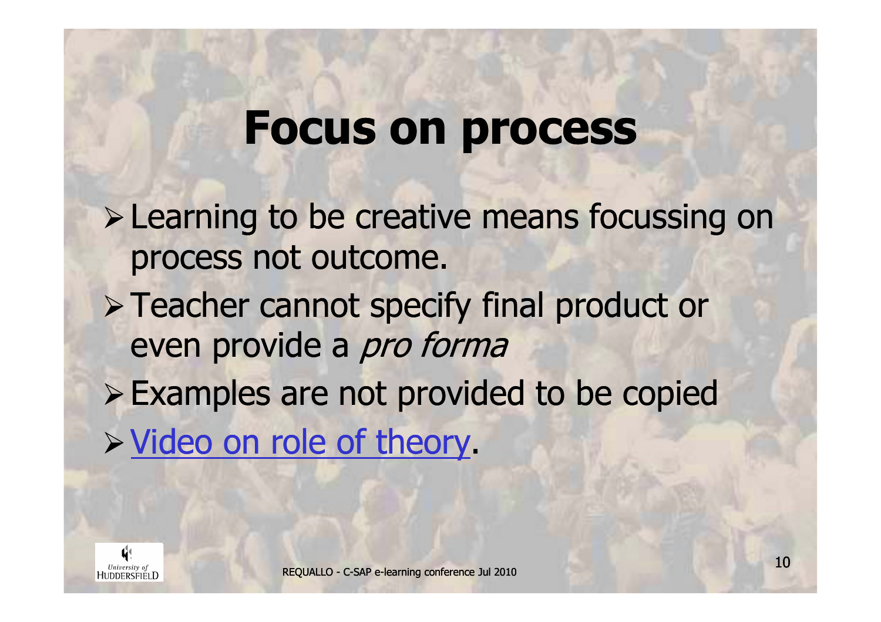# Focus on process

- Learning to be creative means focussing on process not outcome.
- Teacher cannot specify final product or even provide a *pro forma*
- Examples are not provided to be copied
- Video on role of theory.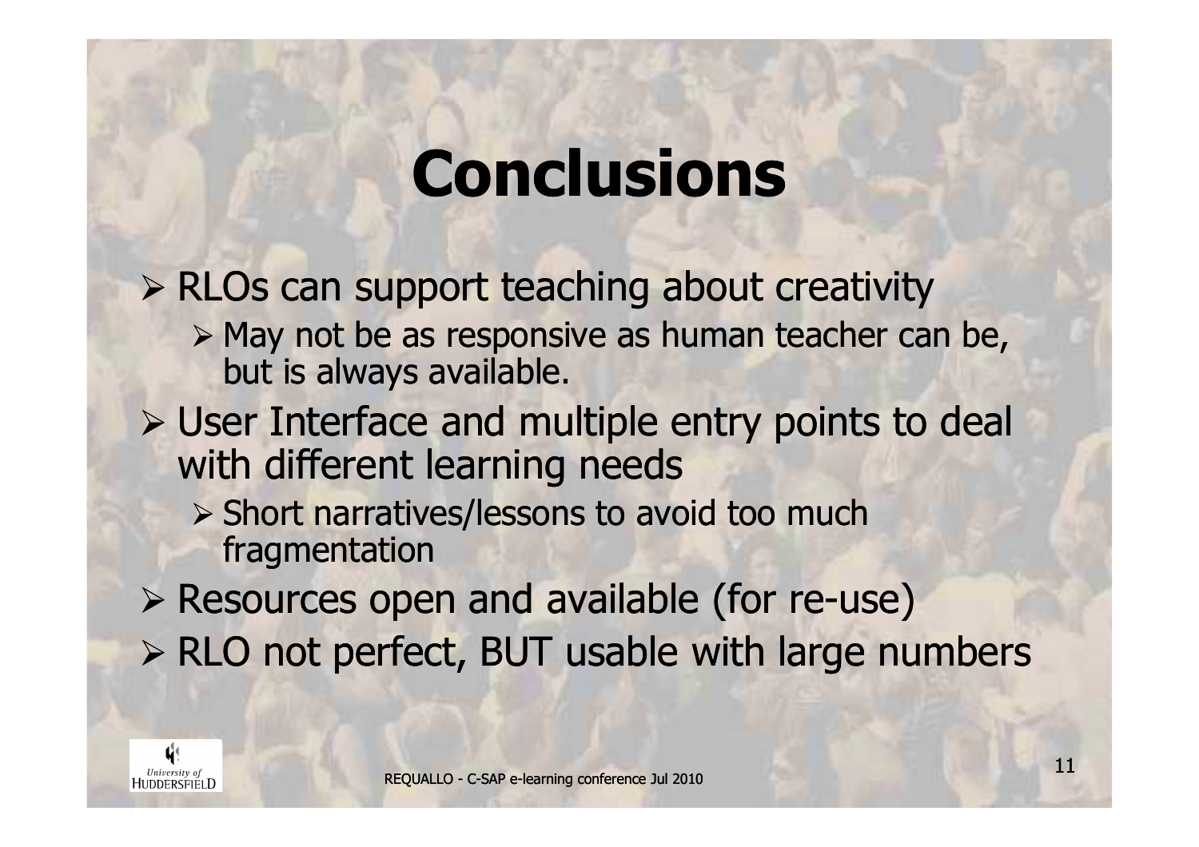# Conclusions

- RLOs can support teaching about creativity
  - May not be as responsive as human teacher can be, but is always available.
- User Interface and multiple entry points to deal with different learning needs
  - Short narratives/lessons to avoid too much fragmentation
- Resources open and available (for re-use)
- RLO not perfect, BUT usable with large numbers